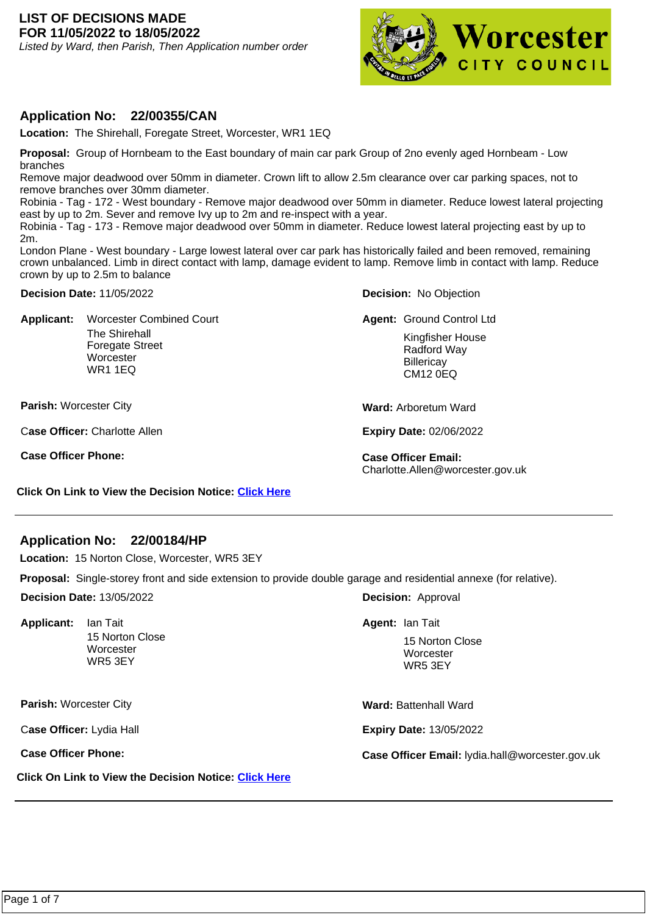**LIST OF DECISIONS MADE**
**FOR 11/05/2022 to 18/05/2022**
*Listed by Ward, then Parish, Then Application number order*

## Application No: 22/00355/CAN

**Location:** The Shirehall, Foregate Street, Worcester, WR1 1EQ

**Proposal:** Group of Hornbeam to the East boundary of main car park Group of 2no evenly aged Hornbeam - Low branches
Remove major deadwood over 50mm in diameter. Crown lift to allow 2.5m clearance over car parking spaces, not to remove branches over 30mm diameter.
Robinia - Tag - 172 - West boundary - Remove major deadwood over 50mm in diameter. Reduce lowest lateral projecting east by up to 2m. Sever and remove Ivy up to 2m and re-inspect with a year.
Robinia - Tag - 173 - Remove major deadwood over 50mm in diameter. Reduce lowest lateral projecting east by up to 2m.
London Plane - West boundary - Large lowest lateral over car park has historically failed and been removed, remaining crown unbalanced. Limb in direct contact with lamp, damage evident to lamp. Remove limb in contact with lamp. Reduce crown by up to 2.5m to balance

**Decision Date:** 11/05/2022

**Decision:** No Objection

**Applicant:** Worcester Combined Court
The Shirehall
Foregate Street
Worcester
WR1 1EQ

**Agent:** Ground Control Ltd
Kingfisher House
Radford Way
Billericay
CM12 0EQ

**Parish:** Worcester City

**Ward:** Arboretum Ward

**Case Officer:** Charlotte Allen

**Expiry Date:** 02/06/2022

**Case Officer Phone:**

**Case Officer Email:** Charlotte.Allen@worcester.gov.uk

**Click On Link to View the Decision Notice:** Click Here

---

## Application No: 22/00184/HP

**Location:** 15 Norton Close, Worcester, WR5 3EY

**Proposal:** Single-storey front and side extension to provide double garage and residential annexe (for relative).

**Decision Date:** 13/05/2022

**Decision:** Approval

**Applicant:** Ian Tait
15 Norton Close
Worcester
WR5 3EY

**Agent:** Ian Tait
15 Norton Close
Worcester
WR5 3EY

**Parish:** Worcester City

**Ward:** Battenhall Ward

**Case Officer:** Lydia Hall

**Expiry Date:** 13/05/2022

**Case Officer Phone:**

**Case Officer Email:** lydia.hall@worcester.gov.uk

**Click On Link to View the Decision Notice:** Click Here

---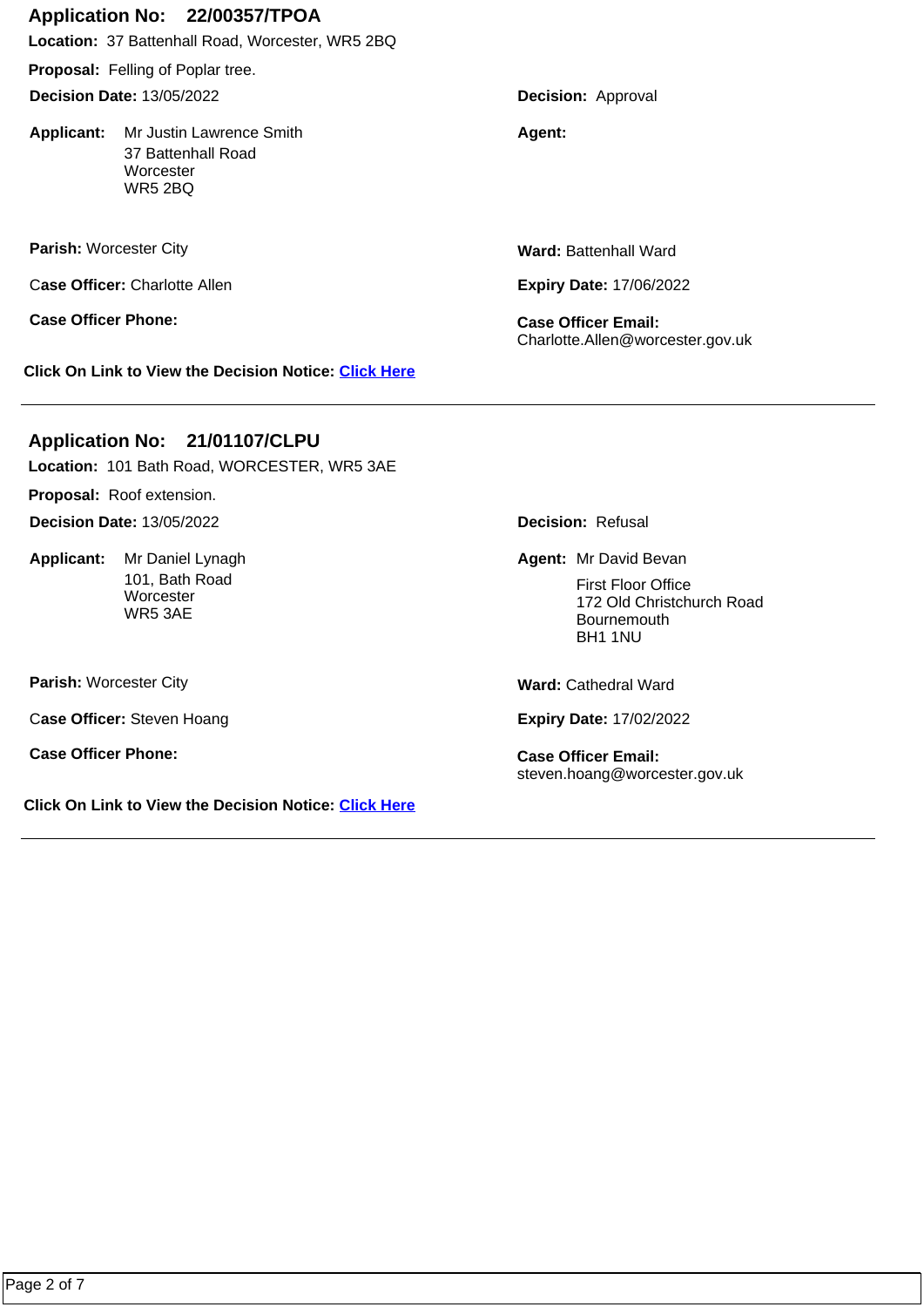## Application No: 22/00357/TPOA

**Location:** 37 Battenhall Road, Worcester, WR5 2BQ

**Proposal:** Felling of Poplar tree.

**Decision Date:** 13/05/2022

**Decision:** Approval

**Applicant:** Mr Justin Lawrence Smith
37 Battenhall Road
Worcester
WR5 2BQ

**Agent:**

**Parish:** Worcester City

**Ward:** Battenhall Ward

**Case Officer:** Charlotte Allen

**Expiry Date:** 17/06/2022

**Case Officer Phone:**

**Case Officer Email:** Charlotte.Allen@worcester.gov.uk

**Click On Link to View the Decision Notice:** Click Here

---

## Application No: 21/01107/CLPU

**Location:** 101 Bath Road, WORCESTER, WR5 3AE

**Proposal:** Roof extension.

**Decision Date:** 13/05/2022

**Decision:** Refusal

**Applicant:** Mr Daniel Lynagh
101, Bath Road
Worcester
WR5 3AE

**Agent:** Mr David Bevan
First Floor Office
172 Old Christchurch Road
Bournemouth
BH1 1NU

**Parish:** Worcester City

**Ward:** Cathedral Ward

**Case Officer:** Steven Hoang

**Expiry Date:** 17/02/2022

**Case Officer Phone:**

**Case Officer Email:** steven.hoang@worcester.gov.uk

**Click On Link to View the Decision Notice:** Click Here

---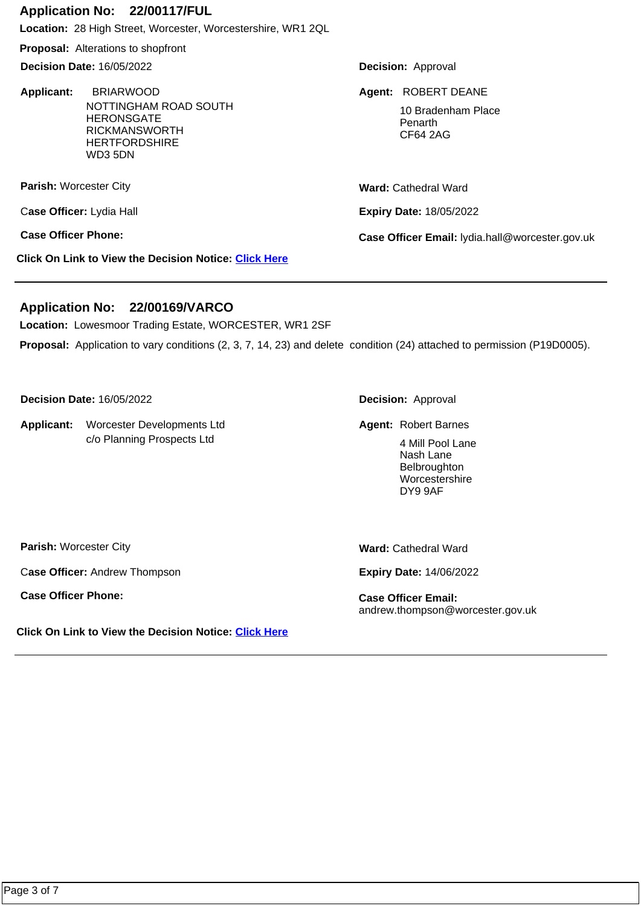## Application No: 22/00117/FUL

**Location:** 28 High Street, Worcester, Worcestershire, WR1 2QL

**Proposal:** Alterations to shopfront

**Decision Date:** 16/05/2022

**Decision:** Approval

**Applicant:** BRIARWOOD
NOTTINGHAM ROAD SOUTH
HERONSGATE
RICKMANSWORTH
HERTFORDSHIRE
WD3 5DN

**Agent:** ROBERT DEANE
10 Bradenham Place
Penarth
CF64 2AG

**Parish:** Worcester City

**Ward:** Cathedral Ward

**Case Officer:** Lydia Hall

**Expiry Date:** 18/05/2022

**Case Officer Phone:**

**Case Officer Email:** lydia.hall@worcester.gov.uk

**Click On Link to View the Decision Notice:** Click Here

---

## Application No: 22/00169/VARCO

**Location:** Lowesmoor Trading Estate, WORCESTER, WR1 2SF

**Proposal:** Application to vary conditions (2, 3, 7, 14, 23) and delete condition (24) attached to permission (P19D0005).

**Decision Date:** 16/05/2022

**Decision:** Approval

**Applicant:** Worcester Developments Ltd
c/o Planning Prospects Ltd

**Agent:** Robert Barnes
4 Mill Pool Lane
Nash Lane
Belbroughton
Worcestershire
DY9 9AF

**Parish:** Worcester City

**Ward:** Cathedral Ward

**Case Officer:** Andrew Thompson

**Expiry Date:** 14/06/2022

**Case Officer Phone:**

**Case Officer Email:** andrew.thompson@worcester.gov.uk

**Click On Link to View the Decision Notice:** Click Here

---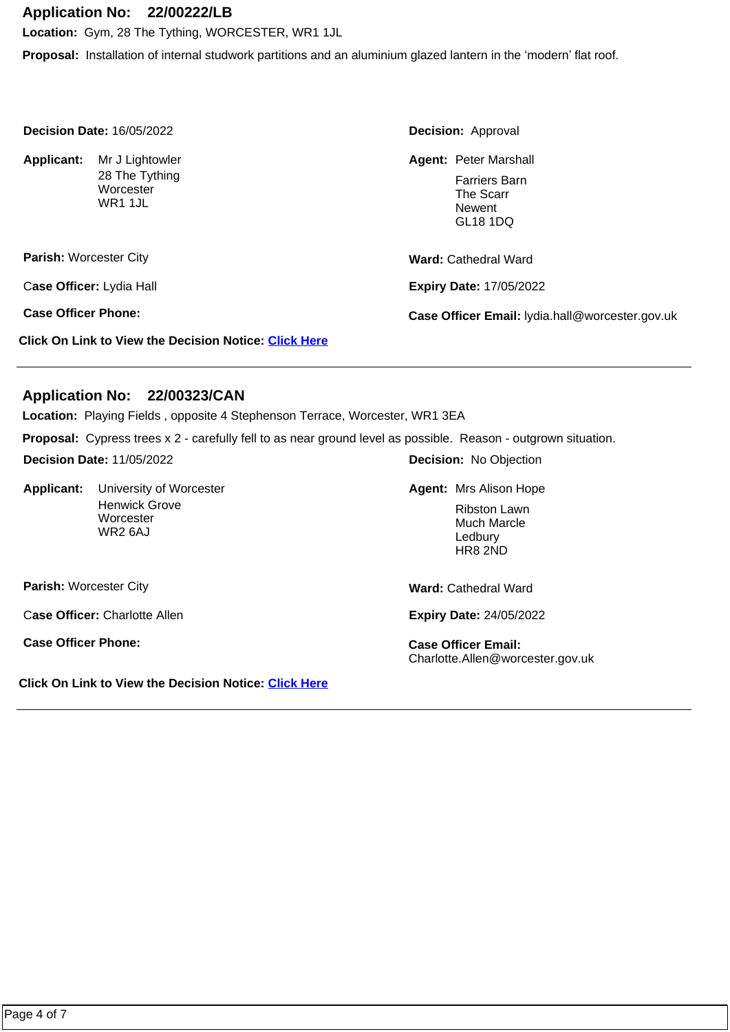## Application No: 22/00222/LB

**Location:** Gym, 28 The Tything, WORCESTER, WR1 1JL

**Proposal:** Installation of internal studwork partitions and an aluminium glazed lantern in the ‘modern’ flat roof.

**Decision Date:** 16/05/2022

**Decision:** Approval

**Applicant:** Mr J Lightowler
28 The Tything
Worcester
WR1 1JL

**Agent:** Peter Marshall
Farriers Barn
The Scarr
Newent
GL18 1DQ

**Parish:** Worcester City

**Ward:** Cathedral Ward

**Case Officer:** Lydia Hall

**Expiry Date:** 17/05/2022

**Case Officer Phone:**

**Case Officer Email:** lydia.hall@worcester.gov.uk

**Click On Link to View the Decision Notice:** Click Here

---

## Application No: 22/00323/CAN

**Location:** Playing Fields , opposite 4 Stephenson Terrace, Worcester, WR1 3EA

**Proposal:** Cypress trees x 2 - carefully fell to as near ground level as possible. Reason - outgrown situation.

**Decision Date:** 11/05/2022

**Decision:** No Objection

**Applicant:** University of Worcester
Henwick Grove
Worcester
WR2 6AJ

**Agent:** Mrs Alison Hope
Ribston Lawn
Much Marcle
Ledbury
HR8 2ND

**Parish:** Worcester City

**Ward:** Cathedral Ward

**Case Officer:** Charlotte Allen

**Expiry Date:** 24/05/2022

**Case Officer Phone:**

**Case Officer Email:** Charlotte.Allen@worcester.gov.uk

**Click On Link to View the Decision Notice:** Click Here

---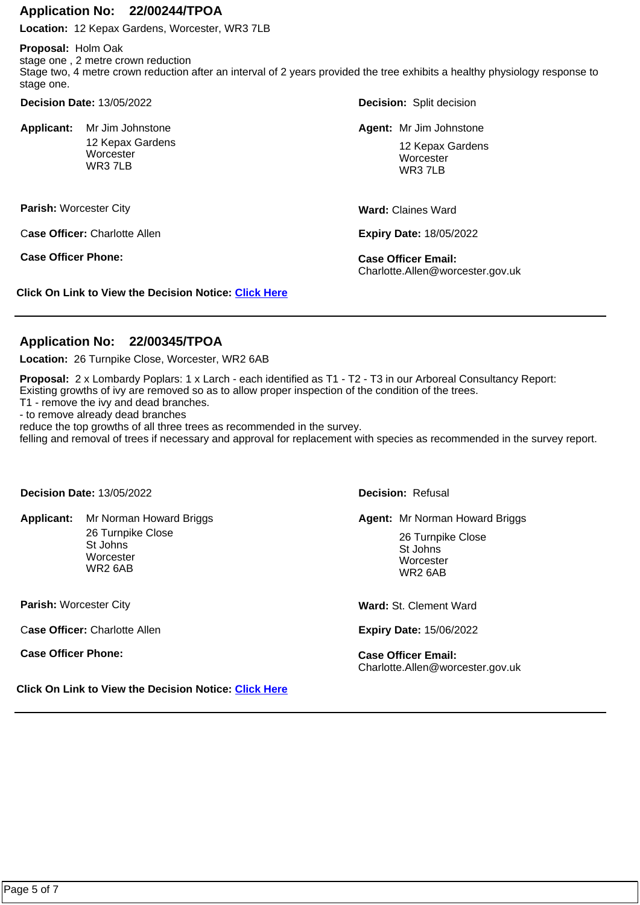## Application No: 22/00244/TPOA

**Location:** 12 Kepax Gardens, Worcester, WR3 7LB

**Proposal:** Holm Oak
stage one , 2 metre crown reduction
Stage two, 4 metre crown reduction after an interval of 2 years provided the tree exhibits a healthy physiology response to stage one.

**Decision Date:** 13/05/2022

**Decision:** Split decision

**Applicant:** Mr Jim Johnstone
12 Kepax Gardens
Worcester
WR3 7LB

**Agent:** Mr Jim Johnstone
12 Kepax Gardens
Worcester
WR3 7LB

**Parish:** Worcester City

**Ward:** Claines Ward

**Case Officer:** Charlotte Allen

**Expiry Date:** 18/05/2022

**Case Officer Phone:**

**Case Officer Email:** Charlotte.Allen@worcester.gov.uk

**Click On Link to View the Decision Notice:** Click Here

---

## Application No: 22/00345/TPOA

**Location:** 26 Turnpike Close, Worcester, WR2 6AB

**Proposal:** 2 x Lombardy Poplars: 1 x Larch - each identified as T1 - T2 - T3 in our Arboreal Consultancy Report:
Existing growths of ivy are removed so as to allow proper inspection of the condition of the trees.
T1 - remove the ivy and dead branches.
- to remove already dead branches
reduce the top growths of all three trees as recommended in the survey.
felling and removal of trees if necessary and approval for replacement with species as recommended in the survey report.

**Decision Date:** 13/05/2022

**Decision:** Refusal

**Applicant:** Mr Norman Howard Briggs
26 Turnpike Close
St Johns
Worcester
WR2 6AB

**Agent:** Mr Norman Howard Briggs
26 Turnpike Close
St Johns
Worcester
WR2 6AB

**Parish:** Worcester City

**Ward:** St. Clement Ward

**Case Officer:** Charlotte Allen

**Expiry Date:** 15/06/2022

**Case Officer Phone:**

**Case Officer Email:** Charlotte.Allen@worcester.gov.uk

**Click On Link to View the Decision Notice:** Click Here

---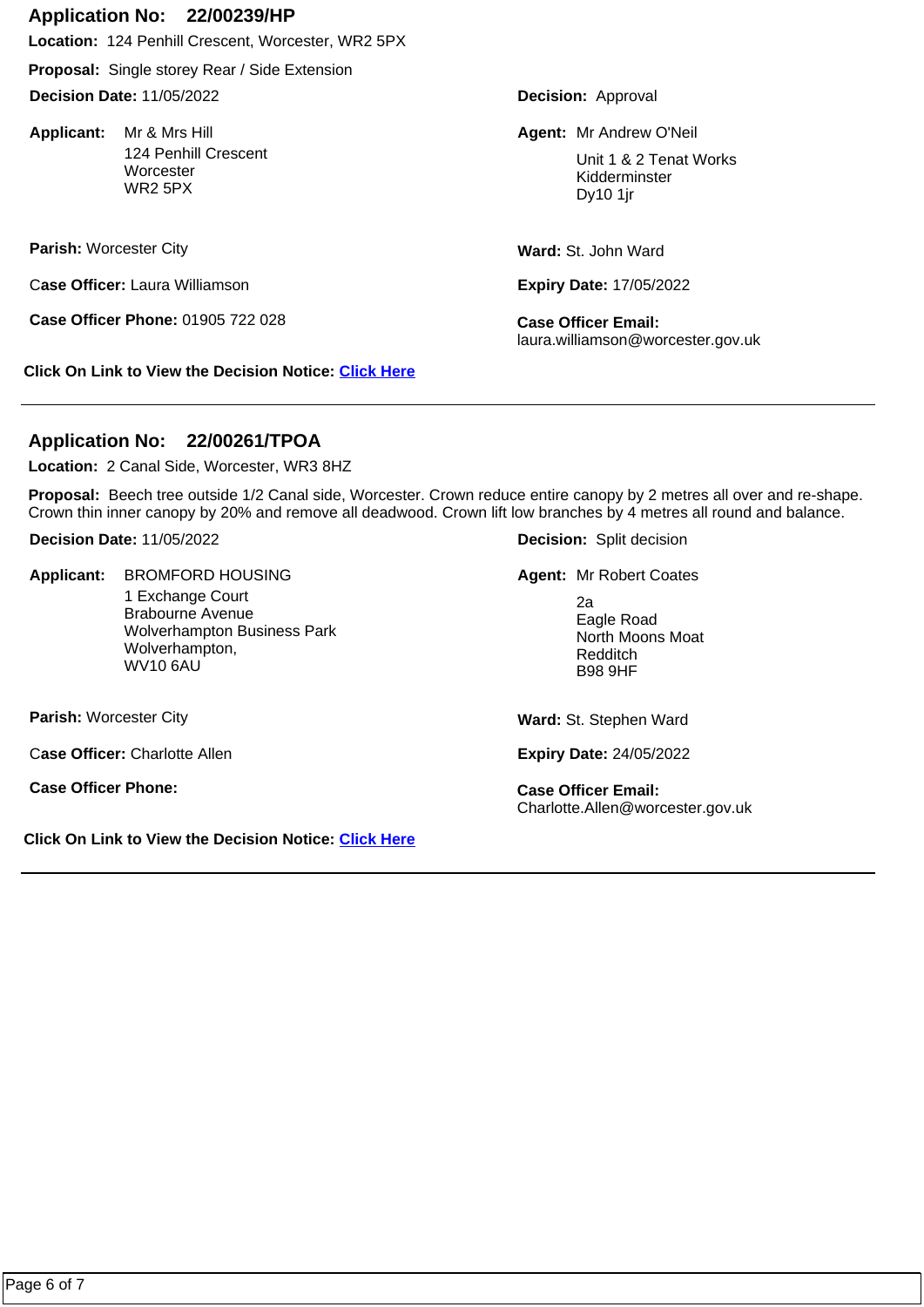## Application No: 22/00239/HP

**Location:** 124 Penhill Crescent, Worcester, WR2 5PX

**Proposal:** Single storey Rear / Side Extension

**Decision Date:** 11/05/2022

**Decision:** Approval

**Applicant:** Mr & Mrs Hill
124 Penhill Crescent
Worcester
WR2 5PX

**Agent:** Mr Andrew O'Neil
Unit 1 & 2 Tenat Works
Kidderminster
Dy10 1jr

**Parish:** Worcester City

**Ward:** St. John Ward

**Case Officer:** Laura Williamson

**Expiry Date:** 17/05/2022

**Case Officer Phone:** 01905 722 028

**Case Officer Email:** laura.williamson@worcester.gov.uk

**Click On Link to View the Decision Notice:** Click Here

---

## Application No: 22/00261/TPOA

**Location:** 2 Canal Side, Worcester, WR3 8HZ

**Proposal:** Beech tree outside 1/2 Canal side, Worcester. Crown reduce entire canopy by 2 metres all over and re-shape. Crown thin inner canopy by 20% and remove all deadwood. Crown lift low branches by 4 metres all round and balance.

**Decision Date:** 11/05/2022

**Decision:** Split decision

**Applicant:** BROMFORD HOUSING
1 Exchange Court
Brabourne Avenue
Wolverhampton Business Park
Wolverhampton,
WV10 6AU

**Agent:** Mr Robert Coates
2a
Eagle Road
North Moons Moat
Redditch
B98 9HF

**Parish:** Worcester City

**Ward:** St. Stephen Ward

**Case Officer:** Charlotte Allen

**Expiry Date:** 24/05/2022

**Case Officer Phone:**

**Case Officer Email:** Charlotte.Allen@worcester.gov.uk

**Click On Link to View the Decision Notice:** Click Here

---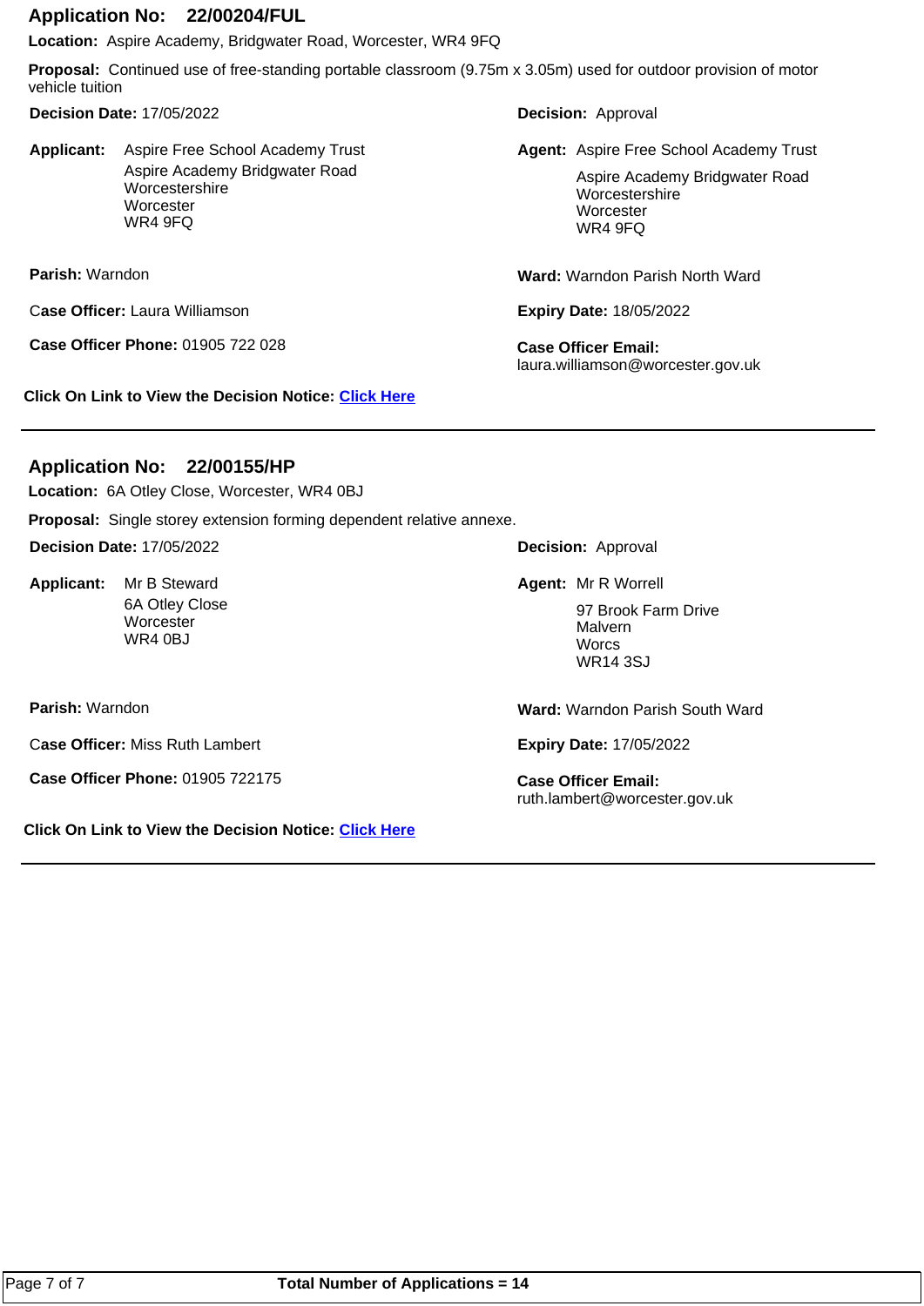## Application No: 22/00204/FUL

**Location:** Aspire Academy, Bridgwater Road, Worcester, WR4 9FQ

**Proposal:** Continued use of free-standing portable classroom (9.75m x 3.05m) used for outdoor provision of motor vehicle tuition

**Decision Date:** 17/05/2022

**Decision:** Approval

**Applicant:** Aspire Free School Academy Trust
Aspire Academy Bridgwater Road
Worcestershire
Worcester
WR4 9FQ

**Agent:** Aspire Free School Academy Trust
Aspire Academy Bridgwater Road
Worcestershire
Worcester
WR4 9FQ

**Parish:** Warndon

**Ward:** Warndon Parish North Ward

**Case Officer:** Laura Williamson

**Expiry Date:** 18/05/2022

**Case Officer Phone:** 01905 722 028

**Case Officer Email:** laura.williamson@worcester.gov.uk

**Click On Link to View the Decision Notice:** Click Here

---

## Application No: 22/00155/HP

**Location:** 6A Otley Close, Worcester, WR4 0BJ

**Proposal:** Single storey extension forming dependent relative annexe.

**Decision Date:** 17/05/2022

**Decision:** Approval

**Applicant:** Mr B Steward
6A Otley Close
Worcester
WR4 0BJ

**Agent:** Mr R Worrell
97 Brook Farm Drive
Malvern
Worcs
WR14 3SJ

**Parish:** Warndon

**Ward:** Warndon Parish South Ward

**Case Officer:** Miss Ruth Lambert

**Expiry Date:** 17/05/2022

**Case Officer Phone:** 01905 722175

**Case Officer Email:** ruth.lambert@worcester.gov.uk

**Click On Link to View the Decision Notice:** Click Here

---

**Total Number of Applications = 14**